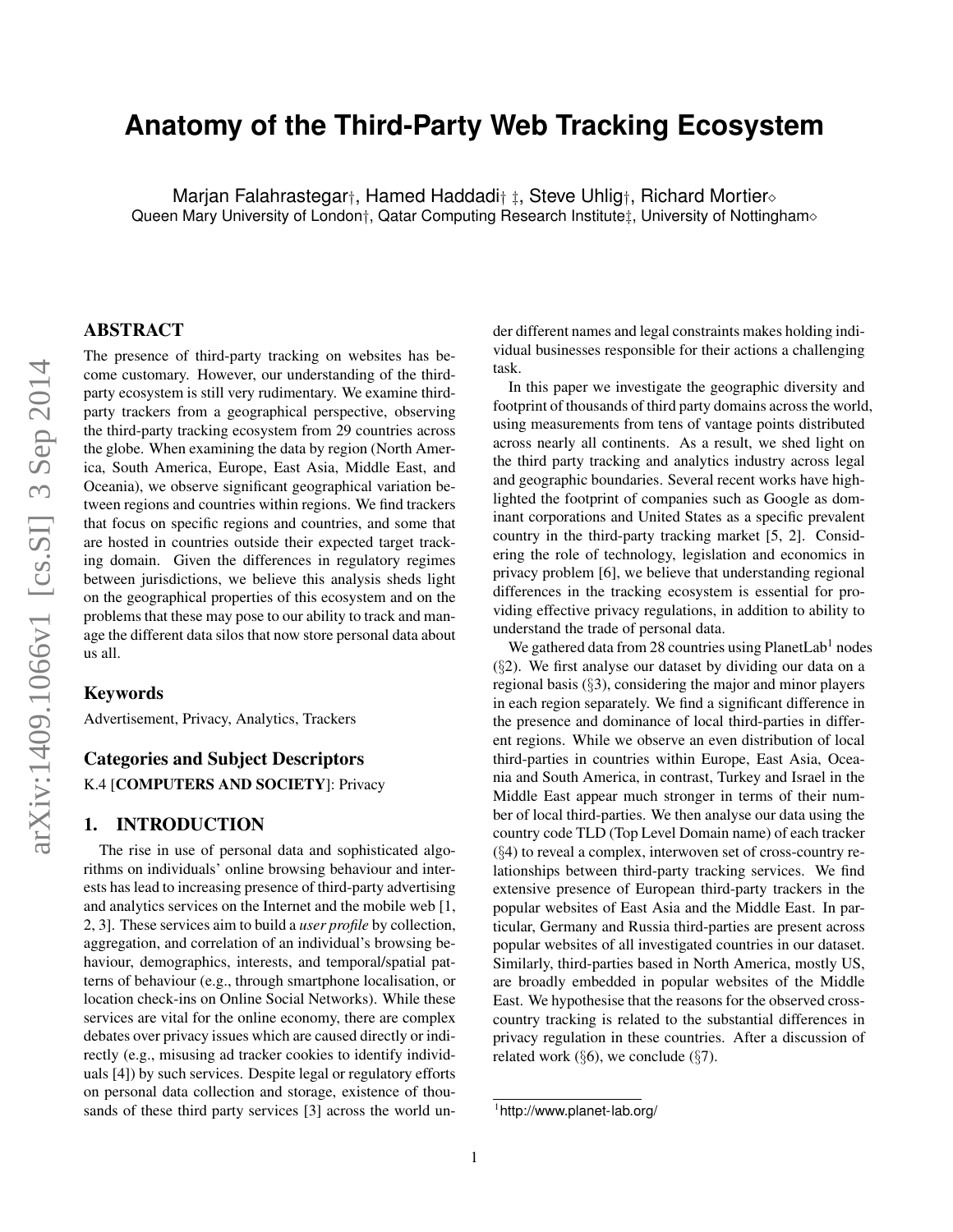# Anatomy of the Third-Party Web Tracking Ecosystem

Marjan Falahrastegar†, Hamed Haddadi† ‡, Steve Uhlig†, Richard Mortier⋄
Queen Mary University of London†, Qatar Computing Research Institute‡, University of Nottingham⋄

## ABSTRACT

The presence of third-party tracking on websites has become customary. However, our understanding of the third-party ecosystem is still very rudimentary. We examine third-party trackers from a geographical perspective, observing the third-party tracking ecosystem from 29 countries across the globe. When examining the data by region (North America, South America, Europe, East Asia, Middle East, and Oceania), we observe significant geographical variation between regions and countries within regions. We find trackers that focus on specific regions and countries, and some that are hosted in countries outside their expected target tracking domain. Given the differences in regulatory regimes between jurisdictions, we believe this analysis sheds light on the geographical properties of this ecosystem and on the problems that these may pose to our ability to track and manage the different data silos that now store personal data about us all.

### Keywords

Advertisement, Privacy, Analytics, Trackers

### Categories and Subject Descriptors

K.4 [**COMPUTERS AND SOCIETY**]: Privacy

## 1. INTRODUCTION

The rise in use of personal data and sophisticated algorithms on individuals' online browsing behaviour and interests has lead to increasing presence of third-party advertising and analytics services on the Internet and the mobile web [1, 2, 3]. These services aim to build a *user profile* by collection, aggregation, and correlation of an individual's browsing behaviour, demographics, interests, and temporal/spatial patterns of behaviour (e.g., through smartphone localisation, or location check-ins on Online Social Networks). While these services are vital for the online economy, there are complex debates over privacy issues which are caused directly or indirectly (e.g., misusing ad tracker cookies to identify individuals [4]) by such services. Despite legal or regulatory efforts on personal data collection and storage, existence of thousands of these third party services [3] across the world under different names and legal constraints makes holding individual businesses responsible for their actions a challenging task.

In this paper we investigate the geographic diversity and footprint of thousands of third party domains across the world, using measurements from tens of vantage points distributed across nearly all continents. As a result, we shed light on the third party tracking and analytics industry across legal and geographic boundaries. Several recent works have highlighted the footprint of companies such as Google as dominant corporations and United States as a specific prevalent country in the third-party tracking market [5, 2]. Considering the role of technology, legislation and economics in privacy problem [6], we believe that understanding regional differences in the tracking ecosystem is essential for providing effective privacy regulations, in addition to ability to understand the trade of personal data.

We gathered data from 28 countries using PlanetLab[1] nodes (§2). We first analyse our dataset by dividing our data on a regional basis (§3), considering the major and minor players in each region separately. We find a significant difference in the presence and dominance of local third-parties in different regions. While we observe an even distribution of local third-parties in countries within Europe, East Asia, Oceania and South America, in contrast, Turkey and Israel in the Middle East appear much stronger in terms of their number of local third-parties. We then analyse our data using the country code TLD (Top Level Domain name) of each tracker (§4) to reveal a complex, interwoven set of cross-country relationships between third-party tracking services. We find extensive presence of European third-party trackers in the popular websites of East Asia and the Middle East. In particular, Germany and Russia third-parties are present across popular websites of all investigated countries in our dataset. Similarly, third-parties based in North America, mostly US, are broadly embedded in popular websites of the Middle East. We hypothesise that the reasons for the observed cross-country tracking is related to the substantial differences in privacy regulation in these countries. After a discussion of related work (§6), we conclude (§7).

[1] http://www.planet-lab.org/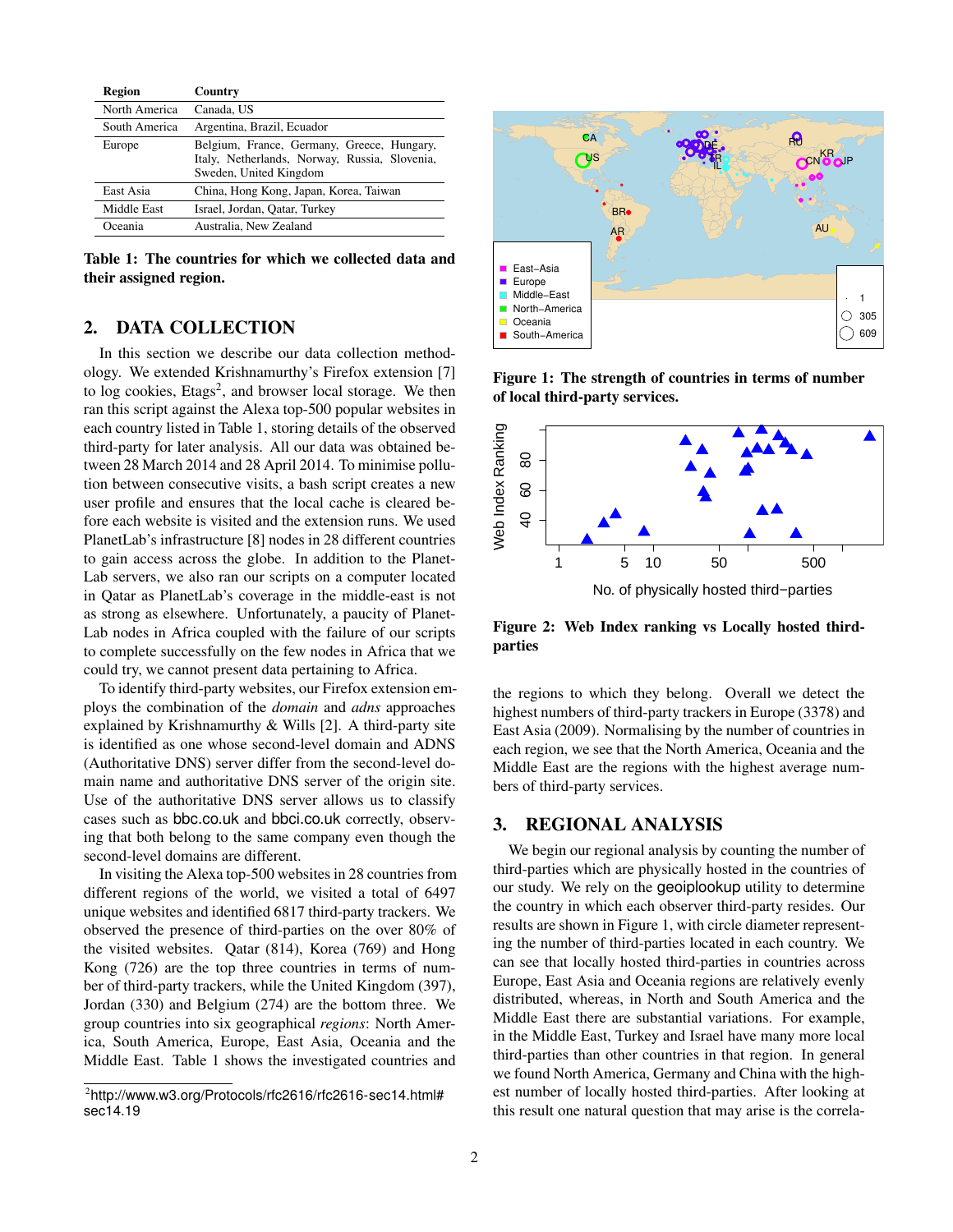| Region | Country |
|---|---|
| North America | Canada, US |
| South America | Argentina, Brazil, Ecuador |
| Europe | Belgium, France, Germany, Greece, Hungary, Italy, Netherlands, Norway, Russia, Slovenia, Sweden, United Kingdom |
| East Asia | China, Hong Kong, Japan, Korea, Taiwan |
| Middle East | Israel, Jordan, Qatar, Turkey |
| Oceania | Australia, New Zealand |

**Table 1: The countries for which we collected data and their assigned region.**

## 2. DATA COLLECTION

In this section we describe our data collection methodology. We extended Krishnamurthy's Firefox extension [7] to log cookies, Etags[2], and browser local storage. We then ran this script against the Alexa top-500 popular websites in each country listed in Table 1, storing details of the observed third-party for later analysis. All our data was obtained between 28 March 2014 and 28 April 2014. To minimise pollution between consecutive visits, a bash script creates a new user profile and ensures that the local cache is cleared before each website is visited and the extension runs. We used PlanetLab's infrastructure [8] nodes in 28 different countries to gain access across the globe. In addition to the PlanetLab servers, we also ran our scripts on a computer located in Qatar as PlanetLab's coverage in the middle-east is not as strong as elsewhere. Unfortunately, a paucity of PlanetLab nodes in Africa coupled with the failure of our scripts to complete successfully on the few nodes in Africa that we could try, we cannot present data pertaining to Africa.

To identify third-party websites, our Firefox extension employs the combination of the *domain* and *adns* approaches explained by Krishnamurthy & Wills [2]. A third-party site is identified as one whose second-level domain and ADNS (Authoritative DNS) server differ from the second-level domain name and authoritative DNS server of the origin site. Use of the authoritative DNS server allows us to classify cases such as bbc.co.uk and bbci.co.uk correctly, observing that both belong to the same company even though the second-level domains are different.

In visiting the Alexa top-500 websites in 28 countries from different regions of the world, we visited a total of 6497 unique websites and identified 6817 third-party trackers. We observed the presence of third-parties on the over 80% of the visited websites. Qatar (814), Korea (769) and Hong Kong (726) are the top three countries in terms of number of third-party trackers, while the United Kingdom (397), Jordan (330) and Belgium (274) are the bottom three. We group countries into six geographical *regions*: North America, South America, Europe, East Asia, Oceania and the Middle East. Table 1 shows the investigated countries and the regions to which they belong. Overall we detect the highest numbers of third-party trackers in Europe (3378) and East Asia (2009). Normalising by the number of countries in each region, we see that the North America, Oceania and the Middle East are the regions with the highest average numbers of third-party services.

[2] http://www.w3.org/Protocols/rfc2616/rfc2616-sec14.html#sec14.19

**Figure 1: The strength of countries in terms of number of local third-party services.**

**Figure 2: Web Index ranking vs Locally hosted third-parties**

## 3. REGIONAL ANALYSIS

We begin our regional analysis by counting the number of third-parties which are physically hosted in the countries of our study. We rely on the geoiplookup utility to determine the country in which each observer third-party resides. Our results are shown in Figure 1, with circle diameter representing the number of third-parties located in each country. We can see that locally hosted third-parties in countries across Europe, East Asia and Oceania regions are relatively evenly distributed, whereas, in North and South America and the Middle East there are substantial variations. For example, in the Middle East, Turkey and Israel have many more local third-parties than other countries in that region. In general we found North America, Germany and China with the highest number of locally hosted third-parties. After looking at this result one natural question that may arise is the correla-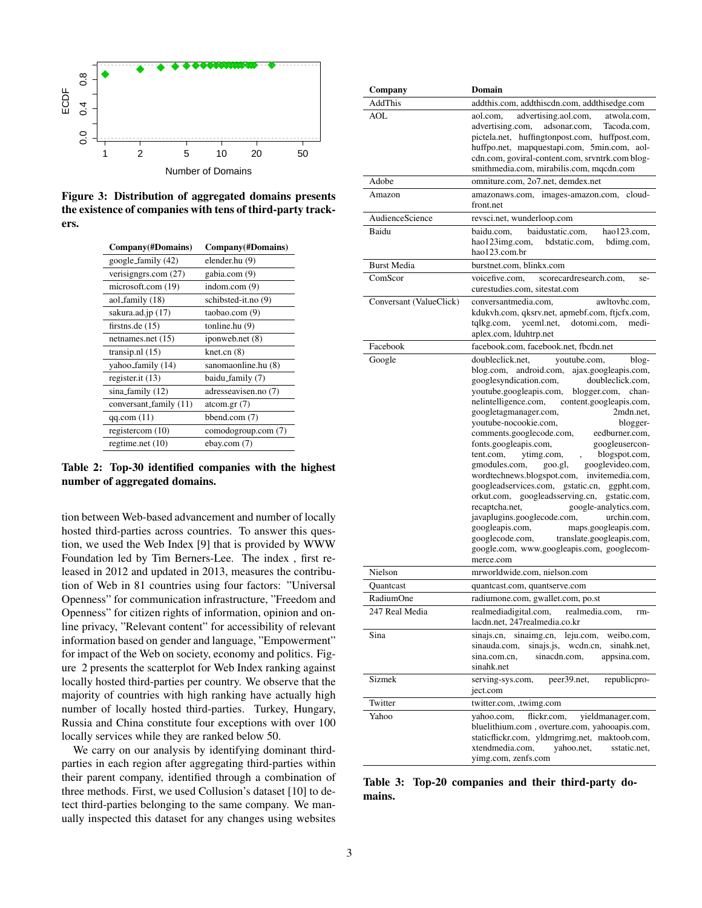Figure 3: Distribution of aggregated domains presents the existence of companies with tens of third-party trackers.

| Company(#Domains) | Company(#Domains) |
|---|---|
| google_family (42) | elender.hu (9) |
| verisigngrs.com (27) | gabia.com (9) |
| microsoft.com (19) | indom.com (9) |
| aol_family (18) | schibsted-it.no (9) |
| sakura.ad.jp (17) | taobao.com (9) |
| firstns.de (15) | tonline.hu (9) |
| netnames.net (15) | iponweb.net (8) |
| transip.nl (15) | knet.cn (8) |
| yahoo_family (14) | sanomaonline.hu (8) |
| register.it (13) | baidu_family (7) |
| sina_family (12) | adresseavisen.no (7) |
| conversant_family (11) | atcom.gr (7) |
| qq.com (11) | bbend.com (7) |
| registercom (10) | comodogroup.com (7) |
| regtime.net (10) | ebay.com (7) |

**Table 2: Top-30 identified companies with the highest number of aggregated domains.**

tion between Web-based advancement and number of locally hosted third-parties across countries. To answer this question, we used the Web Index [9] that is provided by WWW Foundation led by Tim Berners-Lee. The index , first released in 2012 and updated in 2013, measures the contribution of Web in 81 countries using four factors: "Universal Openness" for communication infrastructure, "Freedom and Openness" for citizen rights of information, opinion and online privacy, "Relevant content" for accessibility of relevant information based on gender and language, "Empowerment" for impact of the Web on society, economy and politics. Figure 2 presents the scatterplot for Web Index ranking against locally hosted third-parties per country. We observe that the majority of countries with high ranking have actually high number of locally hosted third-parties. Turkey, Hungary, Russia and China constitute four exceptions with over 100 locally services while they are ranked below 50.

We carry on our analysis by identifying dominant third-parties in each region after aggregating third-parties within their parent company, identified through a combination of three methods. First, we used Collusion's dataset [10] to detect third-parties belonging to the same company. We manually inspected this dataset for any changes using websites

| Company | Domain |
|---|---|
| AddThis | addthis.com, addthiscdn.com, addthisedge.com |
| AOL | aol.com, advertising.aol.com, atwola.com, advertising.com, adsonar.com, Tacoda.com, pictela.net, huffingtonpost.com, huffpost.com, huffpo.net, mapquestapi.com, 5min.com, aol-cdn.com, goviral-content.com, srvntrk.com blog-smithmedia.com, mirabilis.com, mqcdn.com |
| Adobe | omniture.com, 2o7.net, demdex.net |
| Amazon | amazonaws.com, images-amazon.com, cloudfront.net |
| AudienceScience | revsci.net, wunderloop.com |
| Baidu | baidu.com, baidustatic.com, hao123.com, hao123img.com, bdstatic.com, bdimg.com, hao123.com.br |
| Burst Media | burstnet.com, blinkx.com |
| ComScor | voicefive.com, scorecardresearch.com, securestudies.com, sitestat.com |
| Conversant (ValueClick) | conversantmedia.com, awltovhc.com, kdukvh.com, qksrv.net, apmebf.com, ftjcfx.com, tqlkg.com, yceml.net, dotomi.com, mediaplex.com, lduhtrp.net |
| Facebook | facebook.com, facebook.net, fbcdn.net |
| Google | doubleclick.net, youtube.com, blog-blog.com, android.com, ajax.googleapis.com, googlesyndication.com, doubleclick.com, youtube.googleapis.com, blogger.com, channelintelligence.com, content.googleapis.com, googletagmanager.com, 2mdn.net, youtube-nocookie.com, blogger-comments.googlecode.com, eedburner.com, fonts.googleapis.com, googleusercontent.com, ytimg.com, , blogspot.com, gmodules.com, goo.gl, googlevideo.com, wordtechnews.blogspot.com, invitemedia.com, googleadservices.com, gstatic.cn, ggpht.com, orkut.com, googleadsserving.cn, gstatic.com, recaptcha.net, google-analytics.com, javaplugins.googlecode.com, urchin.com, googleapis.com, maps.googleapis.com, googlecode.com, translate.googleapis.com, google.com, www.googleapis.com, googlecommerce.com |
| Nielson | mrworldwide.com, nielson.com |
| Quantcast | quantcast.com, quantserve.com |
| RadiumOne | radiumone.com, gwallet.com, po.st |
| 247 Real Media | realmediadigital.com, realmedia.com, rmlacdn.net, 247realmedia.co.kr |
| Sina | sinajs.cn, sinaimg.cn, leju.com, weibo.com, sinauda.com, sinajs.js, wcdn.cn, sinahk.net, sina.com.cn, sinacdn.com, appsina.com, sinahk.net |
| Sizmek | serving-sys.com, peer39.net, republicproject.com |
| Twitter | twitter.com, ,twimg.com |
| Yahoo | yahoo.com, flickr.com, yieldmanager.com, bluelithium.com , overture.com, yahooapis.com, staticflickr.com, yldmgrimg.net, maktoob.com, xtendmedia.com, yahoo.net, sstatic.net, yimg.com, zenfs.com |

**Table 3: Top-20 companies and their third-party domains.**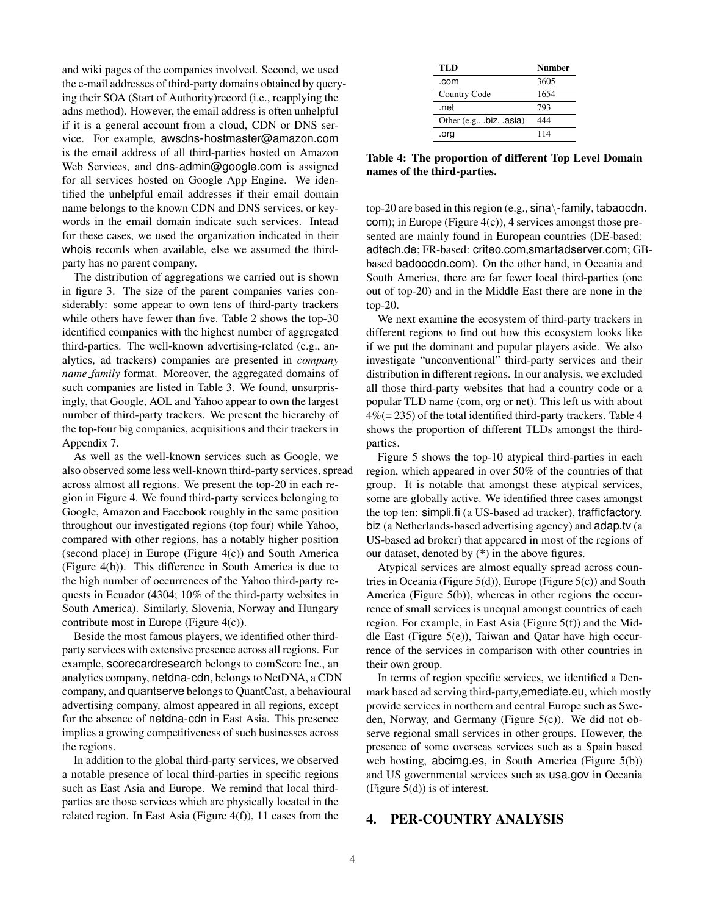and wiki pages of the companies involved. Second, we used the e-mail addresses of third-party domains obtained by querying their SOA (Start of Authority)record (i.e., reapplying the adns method). However, the email address is often unhelpful if it is a general account from a cloud, CDN or DNS service. For example, awsdns-hostmaster@amazon.com is the email address of all third-parties hosted on Amazon Web Services, and dns-admin@google.com is assigned for all services hosted on Google App Engine. We identified the unhelpful email addresses if their email domain name belongs to the known CDN and DNS services, or keywords in the email domain indicate such services. Intead for these cases, we used the organization indicated in their whois records when available, else we assumed the third-party has no parent company.

The distribution of aggregations we carried out is shown in figure 3. The size of the parent companies varies considerably: some appear to own tens of third-party trackers while others have fewer than five. Table 2 shows the top-30 identified companies with the highest number of aggregated third-parties. The well-known advertising-related (e.g., analytics, ad trackers) companies are presented in *company name_family* format. Moreover, the aggregated domains of such companies are listed in Table 3. We found, unsurprisingly, that Google, AOL and Yahoo appear to own the largest number of third-party trackers. We present the hierarchy of the top-four big companies, acquisitions and their trackers in Appendix 7.

As well as the well-known services such as Google, we also observed some less well-known third-party services, spread across almost all regions. We present the top-20 in each region in Figure 4. We found third-party services belonging to Google, Amazon and Facebook roughly in the same position throughout our investigated regions (top four) while Yahoo, compared with other regions, has a notably higher position (second place) in Europe (Figure 4(c)) and South America (Figure 4(b)). This difference in South America is due to the high number of occurrences of the Yahoo third-party requests in Ecuador (4304; 10% of the third-party websites in South America). Similarly, Slovenia, Norway and Hungary contribute most in Europe (Figure 4(c)).

Beside the most famous players, we identified other third-party services with extensive presence across all regions. For example, scorecardresearch belongs to comScore Inc., an analytics company, netdna-cdn, belongs to NetDNA, a CDN company, and quantserve belongs to QuantCast, a behavioural advertising company, almost appeared in all regions, except for the absence of netdna-cdn in East Asia. This presence implies a growing competitiveness of such businesses across the regions.

In addition to the global third-party services, we observed a notable presence of local third-parties in specific regions such as East Asia and Europe. We remind that local third-parties are those services which are physically located in the related region. In East Asia (Figure 4(f)), 11 cases from the top-20 are based in this region (e.g., sina\-family, tabaocdn.com); in Europe (Figure 4(c)), 4 services amongst those presented are mainly found in European countries (DE-based: adtech.de; FR-based: criteo.com,smartadserver.com; GB-based badoocdn.com). On the other hand, in Oceania and South America, there are far fewer local third-parties (one out of top-20) and in the Middle East there are none in the top-20.

| TLD | Number |
|---|---|
| .com | 3605 |
| Country Code | 1654 |
| .net | 793 |
| Other (e.g., .biz, .asia) | 444 |
| .org | 114 |

**Table 4: The proportion of different Top Level Domain names of the third-parties.**

We next examine the ecosystem of third-party trackers in different regions to find out how this ecosystem looks like if we put the dominant and popular players aside. We also investigate "unconventional" third-party services and their distribution in different regions. In our analysis, we excluded all those third-party websites that had a country code or a popular TLD name (com, org or net). This left us with about 4%(= 235) of the total identified third-party trackers. Table 4 shows the proportion of different TLDs amongst the third-parties.

Figure 5 shows the top-10 atypical third-parties in each region, which appeared in over 50% of the countries of that group. It is notable that amongst these atypical services, some are globally active. We identified three cases amongst the top ten: simpli.fi (a US-based ad tracker), trafficfactory.biz (a Netherlands-based advertising agency) and adap.tv (a US-based ad broker) that appeared in most of the regions of our dataset, denoted by (*) in the above figures.

Atypical services are almost equally spread across countries in Oceania (Figure 5(d)), Europe (Figure 5(c)) and South America (Figure 5(b)), whereas in other regions the occurrence of small services is unequal amongst countries of each region. For example, in East Asia (Figure 5(f)) and the Middle East (Figure 5(e)), Taiwan and Qatar have high occurrence of the services in comparison with other countries in their own group.

In terms of region specific services, we identified a Denmark based ad serving third-party,emediate.eu, which mostly provide services in northern and central Europe such as Sweden, Norway, and Germany (Figure 5(c)). We did not observe regional small services in other groups. However, the presence of some overseas services such as a Spain based web hosting, abcimg.es, in South America (Figure 5(b)) and US governmental services such as usa.gov in Oceania (Figure 5(d)) is of interest.

# 4. PER-COUNTRY ANALYSIS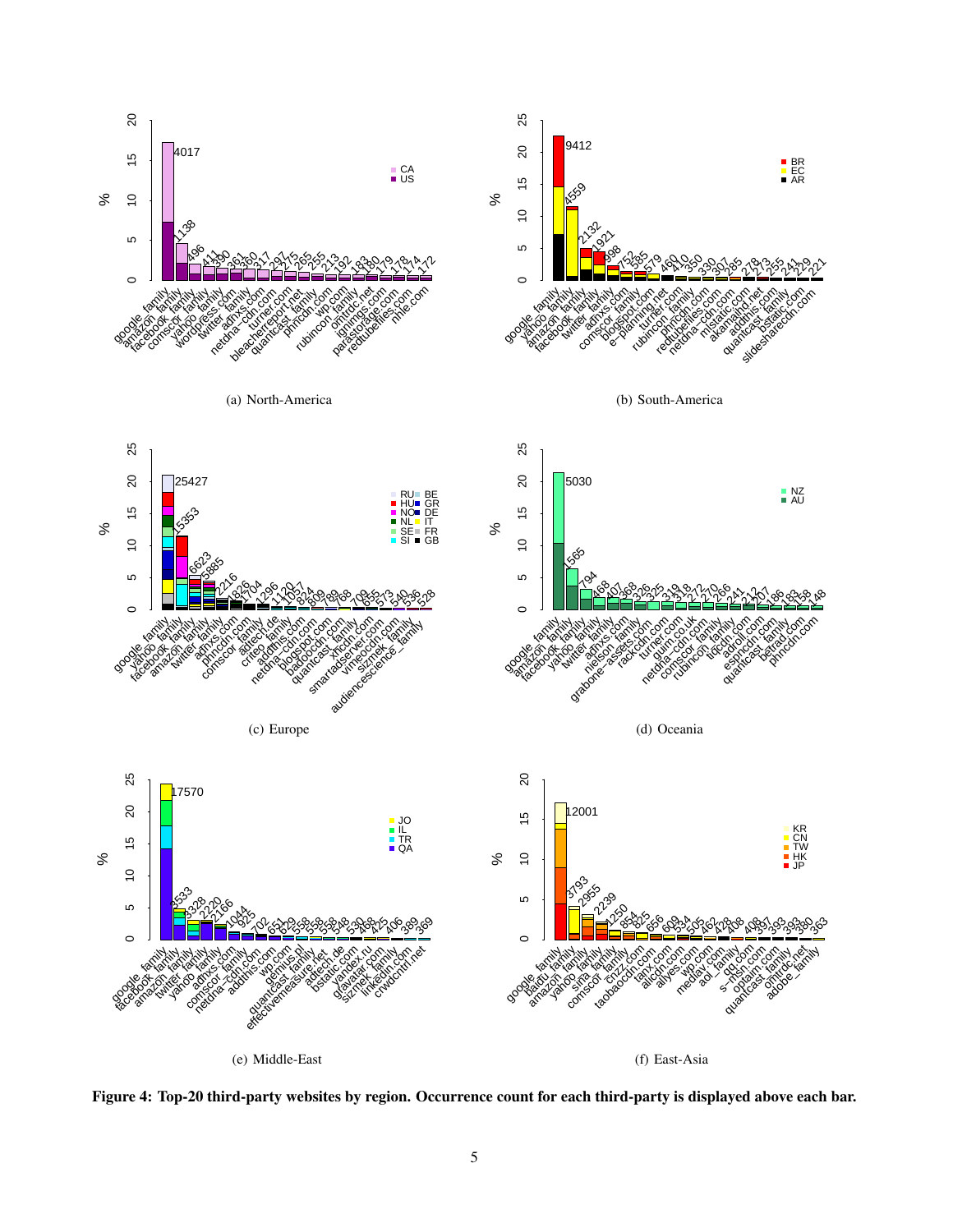(a) North-America

(b) South-America

(c) Europe

(d) Oceania

(e) Middle-East

(f) East-Asia

**Figure 4: Top-20 third-party websites by region. Occurrence count for each third-party is displayed above each bar.**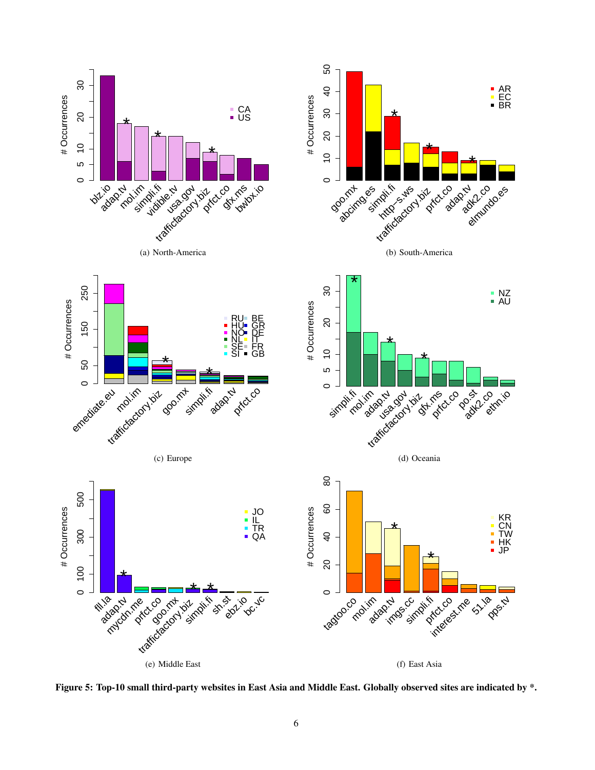(a) North-America

(b) South-America

(c) Europe

(d) Oceania

(e) Middle East

(f) East Asia

**Figure 5: Top-10 small third-party websites in East Asia and Middle East. Globally observed sites are indicated by *.**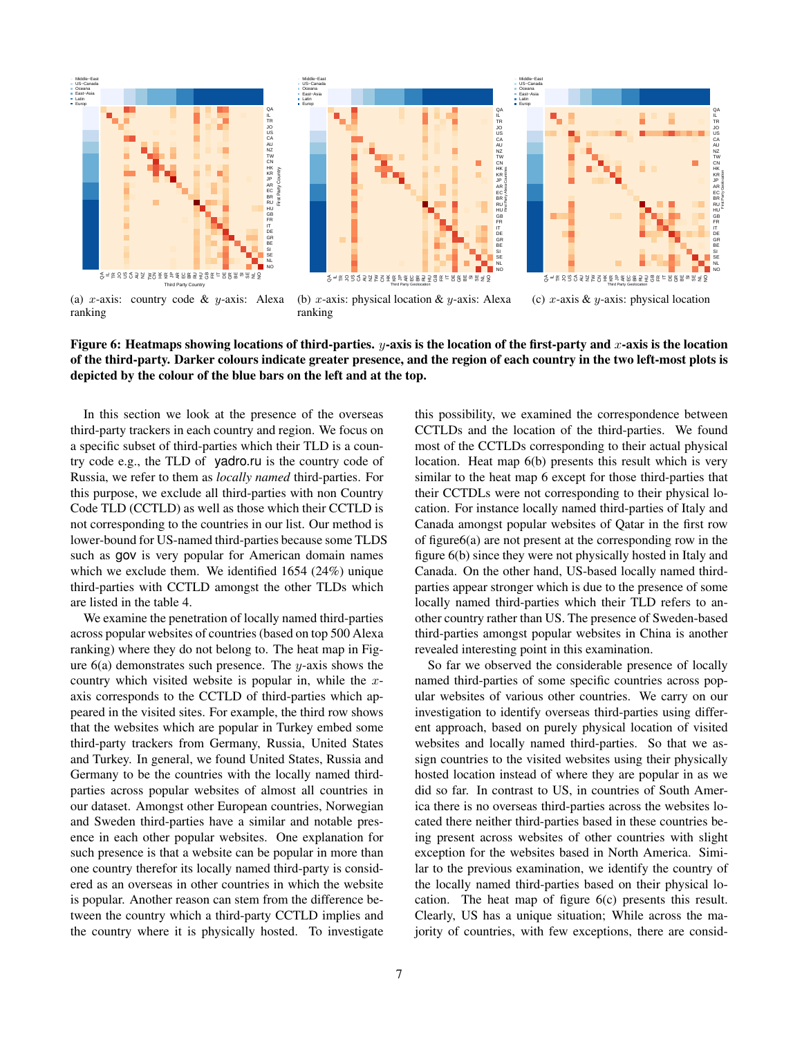(a) $x$-axis: country code & $y$-axis: Alexa ranking

(b) $x$-axis: physical location & $y$-axis: Alexa ranking

(c) $x$-axis & $y$-axis: physical location

**Figure 6: Heatmaps showing locations of third-parties. $y$-axis is the location of the first-party and $x$-axis is the location of the third-party. Darker colours indicate greater presence, and the region of each country in the two left-most plots is depicted by the colour of the blue bars on the left and at the top.**

In this section we look at the presence of the overseas third-party trackers in each country and region. We focus on a specific subset of third-parties which their TLD is a country code e.g., the TLD of yadro.ru is the country code of Russia, we refer to them as *locally named* third-parties. For this purpose, we exclude all third-parties with non Country Code TLD (CCTLD) as well as those which their CCTLD is not corresponding to the countries in our list. Our method is lower-bound for US-named third-parties because some TLDS such as gov is very popular for American domain names which we exclude them. We identified 1654 (24%) unique third-parties with CCTLD amongst the other TLDs which are listed in the table 4.

We examine the penetration of locally named third-parties across popular websites of countries (based on top 500 Alexa ranking) where they do not belong to. The heat map in Figure 6(a) demonstrates such presence. The $y$-axis shows the country which visited website is popular in, while the $x$-axis corresponds to the CCTLD of third-parties which appeared in the visited sites. For example, the third row shows that the websites which are popular in Turkey embed some third-party trackers from Germany, Russia, United States and Turkey. In general, we found United States, Russia and Germany to be the countries with the locally named third-parties across popular websites of almost all countries in our dataset. Amongst other European countries, Norwegian and Sweden third-parties have a similar and notable presence in each other popular websites. One explanation for such presence is that a website can be popular in more than one country therefor its locally named third-party is considered as an overseas in other countries in which the website is popular. Another reason can stem from the difference between the country which a third-party CCTLD implies and the country where it is physically hosted. To investigate this possibility, we examined the correspondence between CCTLDs and the location of the third-parties. We found most of the CCTLDs corresponding to their actual physical location. Heat map 6(b) presents this result which is very similar to the heat map 6 except for those third-parties that their CCTDLs were not corresponding to their physical location. For instance locally named third-parties of Italy and Canada amongst popular websites of Qatar in the first row of figure6(a) are not present at the corresponding row in the figure 6(b) since they were not physically hosted in Italy and Canada. On the other hand, US-based locally named third-parties appear stronger which is due to the presence of some locally named third-parties which their TLD refers to another country rather than US. The presence of Sweden-based third-parties amongst popular websites in China is another revealed interesting point in this examination.

So far we observed the considerable presence of locally named third-parties of some specific countries across popular websites of various other countries. We carry on our investigation to identify overseas third-parties using different approach, based on purely physical location of visited websites and locally named third-parties. So that we assign countries to the visited websites using their physically hosted location instead of where they are popular in as we did so far. In contrast to US, in countries of South America there is no overseas third-parties across the websites located there neither third-parties based in these countries being present across websites of other countries with slight exception for the websites based in North America. Similar to the previous examination, we identify the country of the locally named third-parties based on their physical location. The heat map of figure 6(c) presents this result. Clearly, US has a unique situation; While across the majority of countries, with few exceptions, there are consid-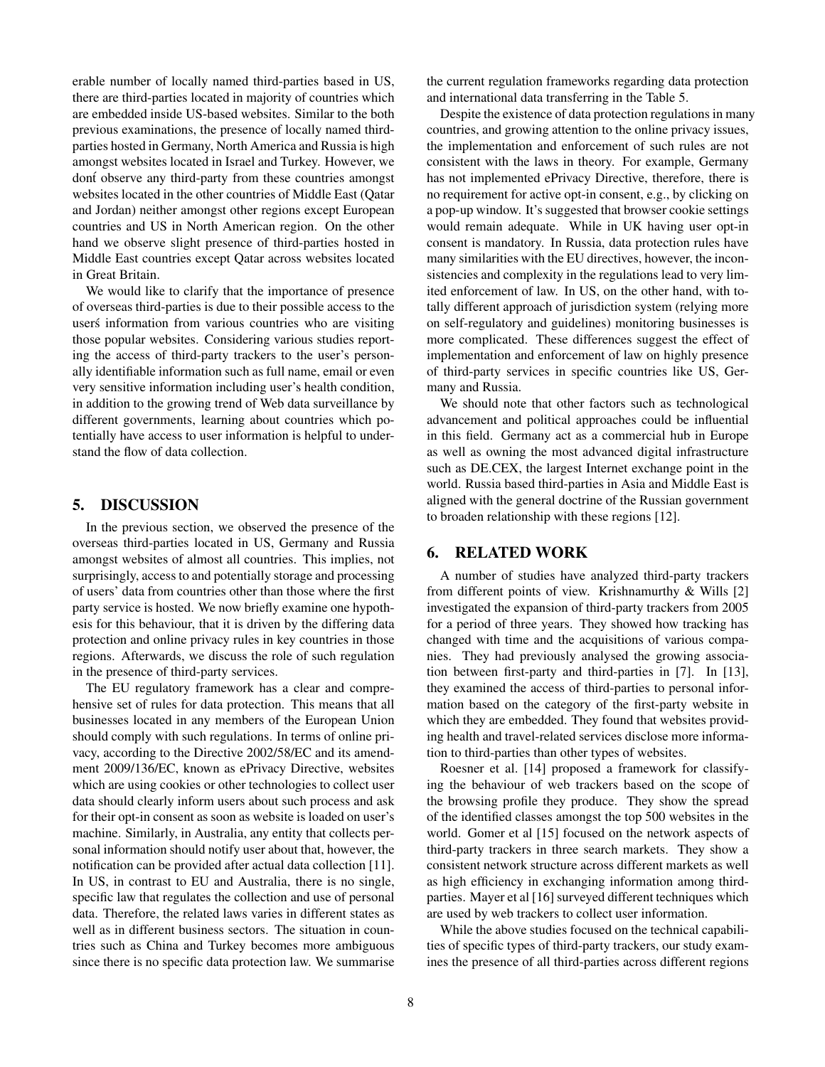erable number of locally named third-parties based in US, there are third-parties located in majority of countries which are embedded inside US-based websites. Similar to the both previous examinations, the presence of locally named third-parties hosted in Germany, North America and Russia is high amongst websites located in Israel and Turkey. However, we doní observe any third-party from these countries amongst websites located in the other countries of Middle East (Qatar and Jordan) neither amongst other regions except European countries and US in North American region. On the other hand we observe slight presence of third-parties hosted in Middle East countries except Qatar across websites located in Great Britain.

We would like to clarify that the importance of presence of overseas third-parties is due to their possible access to the usersś information from various countries who are visiting those popular websites. Considering various studies reporting the access of third-party trackers to the user's personally identifiable information such as full name, email or even very sensitive information including user's health condition, in addition to the growing trend of Web data surveillance by different governments, learning about countries which potentially have access to user information is helpful to understand the flow of data collection.

## 5. DISCUSSION

In the previous section, we observed the presence of the overseas third-parties located in US, Germany and Russia amongst websites of almost all countries. This implies, not surprisingly, access to and potentially storage and processing of users' data from countries other than those where the first party service is hosted. We now briefly examine one hypothesis for this behaviour, that it is driven by the differing data protection and online privacy rules in key countries in those regions. Afterwards, we discuss the role of such regulation in the presence of third-party services.

The EU regulatory framework has a clear and comprehensive set of rules for data protection. This means that all businesses located in any members of the European Union should comply with such regulations. In terms of online privacy, according to the Directive 2002/58/EC and its amendment 2009/136/EC, known as ePrivacy Directive, websites which are using cookies or other technologies to collect user data should clearly inform users about such process and ask for their opt-in consent as soon as website is loaded on user's machine. Similarly, in Australia, any entity that collects personal information should notify user about that, however, the notification can be provided after actual data collection [11]. In US, in contrast to EU and Australia, there is no single, specific law that regulates the collection and use of personal data. Therefore, the related laws varies in different states as well as in different business sectors. The situation in countries such as China and Turkey becomes more ambiguous since there is no specific data protection law. We summarise the current regulation frameworks regarding data protection and international data transferring in the Table 5.

Despite the existence of data protection regulations in many countries, and growing attention to the online privacy issues, the implementation and enforcement of such rules are not consistent with the laws in theory. For example, Germany has not implemented ePrivacy Directive, therefore, there is no requirement for active opt-in consent, e.g., by clicking on a pop-up window. It's suggested that browser cookie settings would remain adequate. While in UK having user opt-in consent is mandatory. In Russia, data protection rules have many similarities with the EU directives, however, the inconsistencies and complexity in the regulations lead to very limited enforcement of law. In US, on the other hand, with totally different approach of jurisdiction system (relying more on self-regulatory and guidelines) monitoring businesses is more complicated. These differences suggest the effect of implementation and enforcement of law on highly presence of third-party services in specific countries like US, Germany and Russia.

We should note that other factors such as technological advancement and political approaches could be influential in this field. Germany act as a commercial hub in Europe as well as owning the most advanced digital infrastructure such as DE.CEX, the largest Internet exchange point in the world. Russia based third-parties in Asia and Middle East is aligned with the general doctrine of the Russian government to broaden relationship with these regions [12].

## 6. RELATED WORK

A number of studies have analyzed third-party trackers from different points of view. Krishnamurthy & Wills [2] investigated the expansion of third-party trackers from 2005 for a period of three years. They showed how tracking has changed with time and the acquisitions of various companies. They had previously analysed the growing association between first-party and third-parties in [7]. In [13], they examined the access of third-parties to personal information based on the category of the first-party website in which they are embedded. They found that websites providing health and travel-related services disclose more information to third-parties than other types of websites.

Roesner et al. [14] proposed a framework for classifying the behaviour of web trackers based on the scope of the browsing profile they produce. They show the spread of the identified classes amongst the top 500 websites in the world. Gomer et al [15] focused on the network aspects of third-party trackers in three search markets. They show a consistent network structure across different markets as well as high efficiency in exchanging information among third-parties. Mayer et al [16] surveyed different techniques which are used by web trackers to collect user information.

While the above studies focused on the technical capabilities of specific types of third-party trackers, our study examines the presence of all third-parties across different regions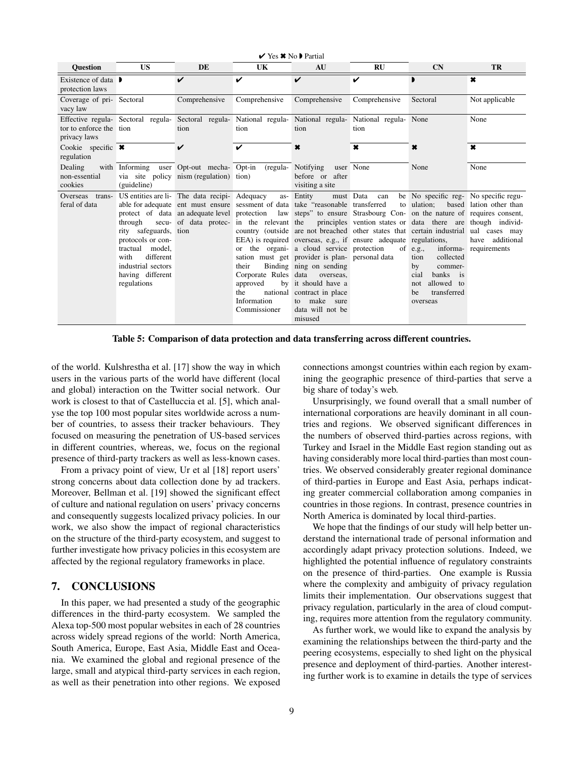✔ Yes ✖ No ◗ Partial

| Question | US | DE | UK | AU | RU | CN | TR |
|---|---|---|---|---|---|---|---|
| Existence of data protection laws | ◗ | ✔ | ✔ | ✔ | ✔ | ◗ | ✖ |
| Coverage of privacy law | Sectoral | Comprehensive | Comprehensive | Comprehensive | Comprehensive | Sectoral | Not applicable |
| Effective regulator to enforce the privacy laws | Sectoral regulation | Sectoral regulation | National regulation | National regulation | National regulation | None | None |
| Cookie specific regulation | ✖ | ✔ | ✔ | ✖ | ✖ | ✖ | ✖ |
| Dealing with non-essential cookies | Informing user via site policy (guideline) | Opt-out mechanism (regulation) | Opt-in (regulation) | Notifying user before or after visiting a site | None | None | None |
| Overseas transferal of data | US entities are liable for adequate protect of data through security safeguards, protocols or contractual model, with different industrial sectors having different regulations | The data recipient must ensure an adequate level of data protection | Adequacy assessment of data protection law in the relevant country (outside EEA) is required or the organisation must get their Binding Corporate Rules approved by the national Information Commissioner | Entity must take "reasonable steps" to ensure the principles are not breached overseas, e.g., if a cloud service provider is planning on sending data overseas, it should have a contract in place to make sure data will not be misused | Data can be transferred to Strasbourg Convention states or other states that ensure adequate protection of personal data | No specific regulation; based on the nature of data there are certain industrial regulations, e.g., information collected by commercial banks is not allowed to be transferred overseas | No specific regulation other than requires consent, though individual cases may have additional requirements |

**Table 5: Comparison of data protection and data transferring across different countries.**

of the world. Kulshrestha et al. [17] show the way in which users in the various parts of the world have different (local and global) interaction on the Twitter social network. Our work is closest to that of Castelluccia et al. [5], which analyse the top 100 most popular sites worldwide across a number of countries, to assess their tracker behaviours. They focused on measuring the penetration of US-based services in different countries, whereas, we, focus on the regional presence of third-party trackers as well as less-known cases.

From a privacy point of view, Ur et al [18] report users' strong concerns about data collection done by ad trackers. Moreover, Bellman et al. [19] showed the significant effect of culture and national regulation on users' privacy concerns and consequently suggests localized privacy policies. In our work, we also show the impact of regional characteristics on the structure of the third-party ecosystem, and suggest to further investigate how privacy policies in this ecosystem are affected by the regional regulatory frameworks in place.

## 7. CONCLUSIONS

In this paper, we had presented a study of the geographic differences in the third-party ecosystem. We sampled the Alexa top-500 most popular websites in each of 28 countries across widely spread regions of the world: North America, South America, Europe, East Asia, Middle East and Oceania. We examined the global and regional presence of the large, small and atypical third-party services in each region, as well as their penetration into other regions. We exposed connections amongst countries within each region by examining the geographic presence of third-parties that serve a big share of today's web.

Unsurprisingly, we found overall that a small number of international corporations are heavily dominant in all countries and regions. We observed significant differences in the numbers of observed third-parties across regions, with Turkey and Israel in the Middle East region standing out as having considerably more local third-parties than most countries. We observed considerably greater regional dominance of third-parties in Europe and East Asia, perhaps indicating greater commercial collaboration among companies in countries in those regions. In contrast, presence countries in North America is dominated by local third-parties.

We hope that the findings of our study will help better understand the international trade of personal information and accordingly adapt privacy protection solutions. Indeed, we highlighted the potential influence of regulatory constraints on the presence of third-parties. One example is Russia where the complexity and ambiguity of privacy regulation limits their implementation. Our observations suggest that privacy regulation, particularly in the area of cloud computing, requires more attention from the regulatory community.

As further work, we would like to expand the analysis by examining the relationships between the third-party and the peering ecosystems, especially to shed light on the physical presence and deployment of third-parties. Another interesting further work is to examine in details the type of services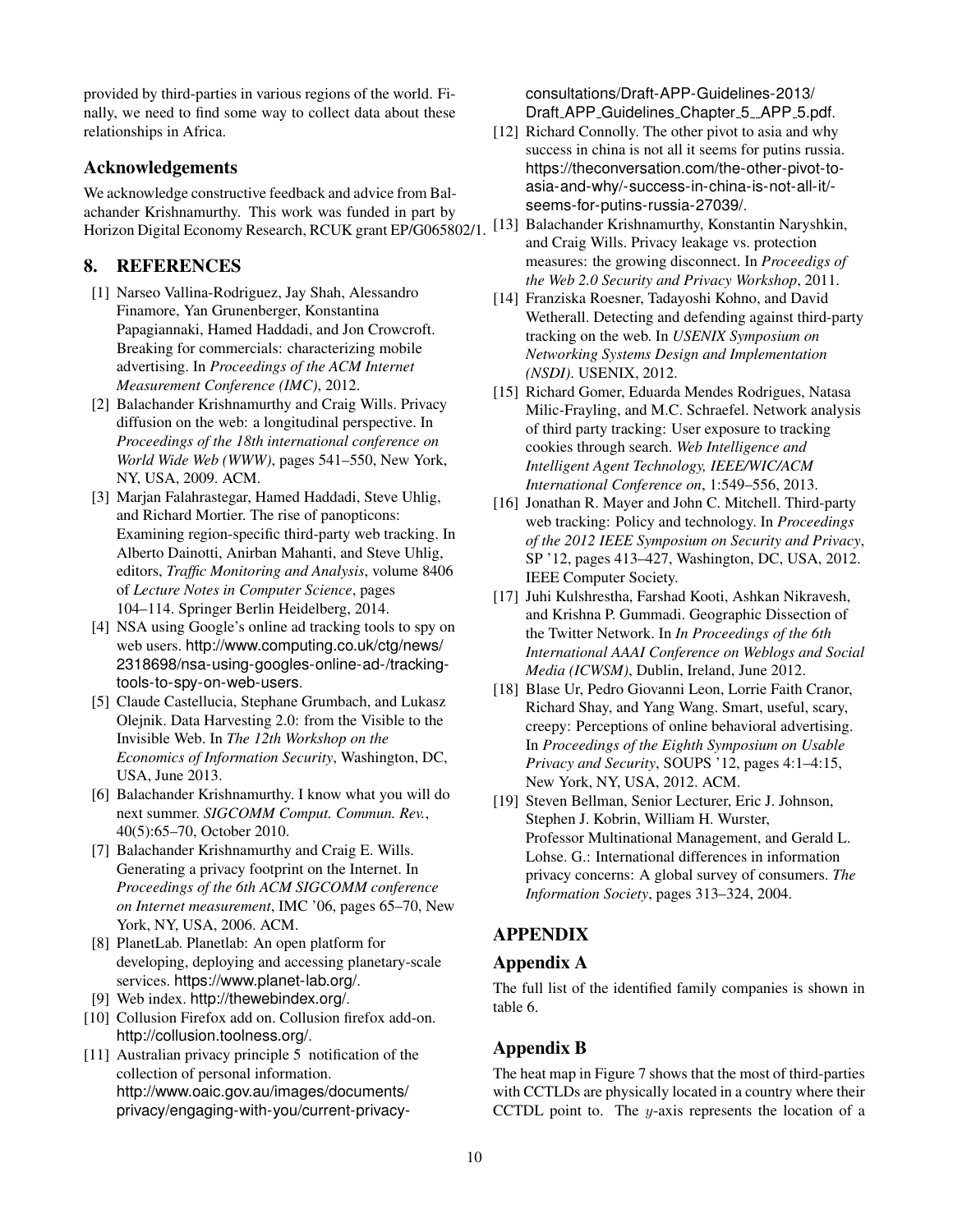provided by third-parties in various regions of the world. Finally, we need to find some way to collect data about these relationships in Africa.

### Acknowledgements

We acknowledge constructive feedback and advice from Balachander Krishnamurthy. This work was funded in part by Horizon Digital Economy Research, RCUK grant EP/G065802/1.

## 8. REFERENCES

[1] Narseo Vallina-Rodriguez, Jay Shah, Alessandro Finamore, Yan Grunenberger, Konstantina Papagiannaki, Hamed Haddadi, and Jon Crowcroft. Breaking for commercials: characterizing mobile advertising. In *Proceedings of the ACM Internet Measurement Conference (IMC)*, 2012.

[2] Balachander Krishnamurthy and Craig Wills. Privacy diffusion on the web: a longitudinal perspective. In *Proceedings of the 18th international conference on World Wide Web (WWW)*, pages 541–550, New York, NY, USA, 2009. ACM.

[3] Marjan Falahrastegar, Hamed Haddadi, Steve Uhlig, and Richard Mortier. The rise of panopticons: Examining region-specific third-party web tracking. In Alberto Dainotti, Anirban Mahanti, and Steve Uhlig, editors, *Traffic Monitoring and Analysis*, volume 8406 of *Lecture Notes in Computer Science*, pages 104–114. Springer Berlin Heidelberg, 2014.

[4] NSA using Google's online ad tracking tools to spy on web users. http://www.computing.co.uk/ctg/news/2318698/nsa-using-googles-online-ad-/tracking-tools-to-spy-on-web-users.

[5] Claude Castellucia, Stephane Grumbach, and Lukasz Olejnik. Data Harvesting 2.0: from the Visible to the Invisible Web. In *The 12th Workshop on the Economics of Information Security*, Washington, DC, USA, June 2013.

[6] Balachander Krishnamurthy. I know what you will do next summer. *SIGCOMM Comput. Commun. Rev.*, 40(5):65–70, October 2010.

[7] Balachander Krishnamurthy and Craig E. Wills. Generating a privacy footprint on the Internet. In *Proceedings of the 6th ACM SIGCOMM conference on Internet measurement*, IMC '06, pages 65–70, New York, NY, USA, 2006. ACM.

[8] PlanetLab. Planetlab: An open platform for developing, deploying and accessing planetary-scale services. https://www.planet-lab.org/.

[9] Web index. http://thewebindex.org/.

[10] Collusion Firefox add on. Collusion firefox add-on. http://collusion.toolness.org/.

[11] Australian privacy principle 5 notification of the collection of personal information. http://www.oaic.gov.au/images/documents/privacy/engaging-with-you/current-privacy-consultations/Draft-APP-Guidelines-2013/Draft_APP_Guidelines_Chapter_5__APP_5.pdf.

[12] Richard Connolly. The other pivot to asia and why success in china is not all it seems for putins russia. https://theconversation.com/the-other-pivot-to-asia-and-why/-success-in-china-is-not-all-it/-seems-for-putins-russia-27039/.

[13] Balachander Krishnamurthy, Konstantin Naryshkin, and Craig Wills. Privacy leakage vs. protection measures: the growing disconnect. In *Proceedigs of the Web 2.0 Security and Privacy Workshop*, 2011.

[14] Franziska Roesner, Tadayoshi Kohno, and David Wetherall. Detecting and defending against third-party tracking on the web. In *USENIX Symposium on Networking Systems Design and Implementation (NSDI)*. USENIX, 2012.

[15] Richard Gomer, Eduarda Mendes Rodrigues, Natasa Milic-Frayling, and M.C. Schraefel. Network analysis of third party tracking: User exposure to tracking cookies through search. *Web Intelligence and Intelligent Agent Technology, IEEE/WIC/ACM International Conference on*, 1:549–556, 2013.

[16] Jonathan R. Mayer and John C. Mitchell. Third-party web tracking: Policy and technology. In *Proceedings of the 2012 IEEE Symposium on Security and Privacy*, SP '12, pages 413–427, Washington, DC, USA, 2012. IEEE Computer Society.

[17] Juhi Kulshrestha, Farshad Kooti, Ashkan Nikravesh, and Krishna P. Gummadi. Geographic Dissection of the Twitter Network. In *In Proceedings of the 6th International AAAI Conference on Weblogs and Social Media (ICWSM)*, Dublin, Ireland, June 2012.

[18] Blase Ur, Pedro Giovanni Leon, Lorrie Faith Cranor, Richard Shay, and Yang Wang. Smart, useful, scary, creepy: Perceptions of online behavioral advertising. In *Proceedings of the Eighth Symposium on Usable Privacy and Security*, SOUPS '12, pages 4:1–4:15, New York, NY, USA, 2012. ACM.

[19] Steven Bellman, Senior Lecturer, Eric J. Johnson, Stephen J. Kobrin, William H. Wurster, Professor Multinational Management, and Gerald L. Lohse. G.: International differences in information privacy concerns: A global survey of consumers. *The Information Society*, pages 313–324, 2004.

## APPENDIX

### Appendix A

The full list of the identified family companies is shown in table 6.

### Appendix B

The heat map in Figure 7 shows that the most of third-parties with CCTLDs are physically located in a country where their CCTDL point to. The $y$-axis represents the location of a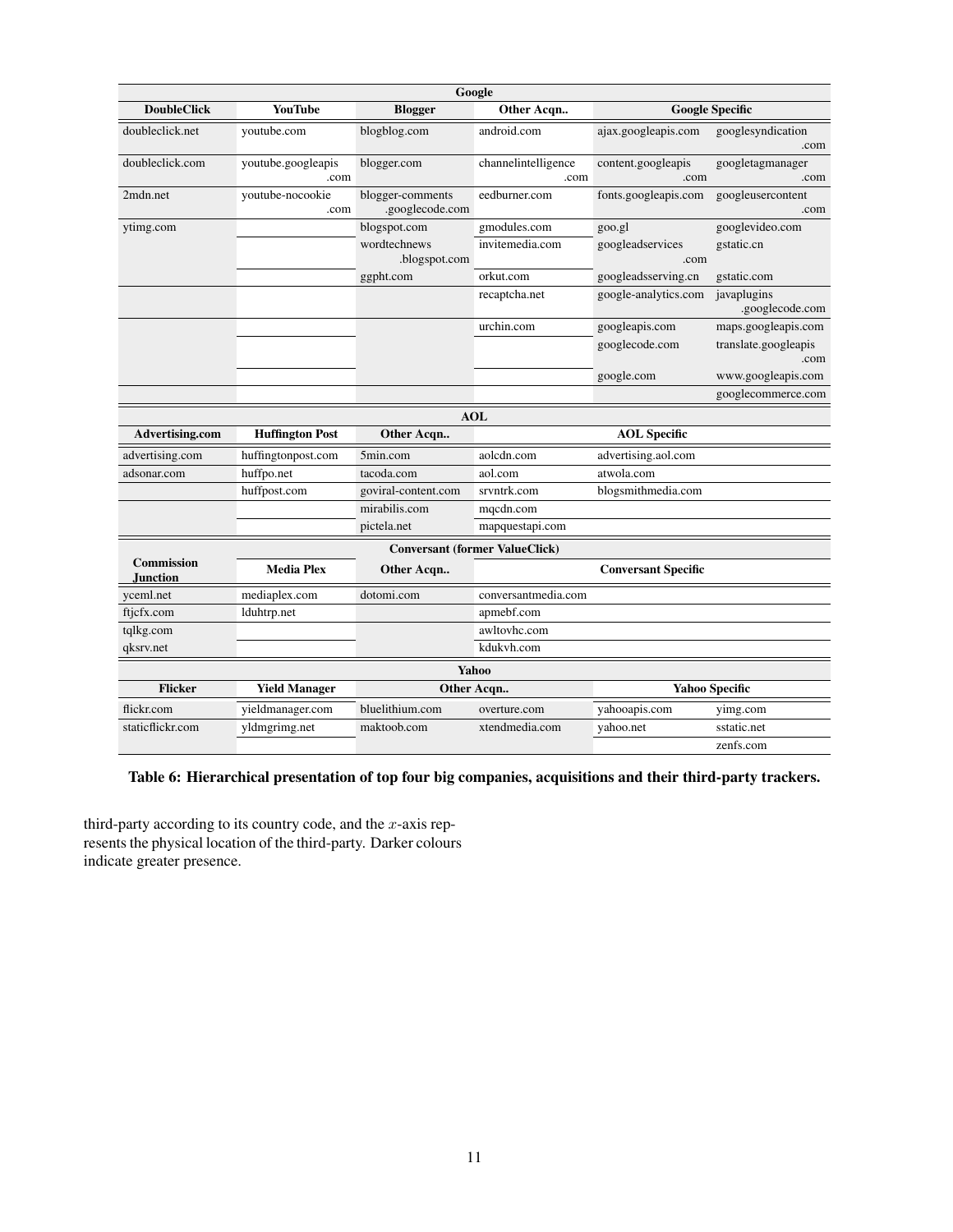| Google | | | | | |
|---|---|---|---|---|---|
| **DoubleClick** | **YouTube** | **Blogger** | **Other Acqn..** | **Google Specific** | |
| doubleclick.net | youtube.com | blogblog.com | android.com | ajax.googleapis.com | googlesyndication.com |
| doubleclick.com | youtube.googleapis.com | blogger.com | channelintelligence.com | content.googleapis.com | googletagmanager.com |
| 2mdn.net | youtube-nocookie.com | blogger-comments.googlecode.com | eedburner.com | fonts.googleapis.com | googleusercontent.com |
| ytimg.com | | blogspot.com | gmodules.com | goo.gl | googlevideo.com |
| | | wordtechnews.blogspot.com | invitemedia.com | googleadservices.com | gstatic.cn |
| | | ggpht.com | orkut.com | googleadsserving.cn | gstatic.com |
| | | | recaptcha.net | google-analytics.com | javaplugins.googlecode.com |
| | | | urchin.com | googleapis.com | maps.googleapis.com |
| | | | | googlecode.com | translate.googleapis.com |
| | | | | google.com | www.googleapis.com |
| | | | | | googlecommerce.com |

| AOL | | | | |
|---|---|---|---|---|
| **Advertising.com** | **Huffington Post** | **Other Acqn..** | **AOL Specific** | |
| advertising.com | huffingtonpost.com | 5min.com | aolcdn.com | advertising.aol.com |
| adsonar.com | huffpo.net | tacoda.com | aol.com | atwola.com |
| | huffpost.com | goviral-content.com | srvntrk.com | blogsmithmedia.com |
| | | mirabilis.com | mqcdn.com | |
| | | pictela.net | mapquestapi.com | |

| Conversant (former ValueClick) | | | |
|---|---|---|---|
| **Commission Junction** | **Media Plex** | **Other Acqn..** | **Conversant Specific** |
| yceml.net | mediaplex.com | dotomi.com | conversantmedia.com |
| ftjcfx.com | lduhtrp.net | | apmebf.com |
| tqlkg.com | | | awltovhc.com |
| qksrv.net | | | kdukvh.com |

| Yahoo | | | | | |
|---|---|---|---|---|---|
| **Flicker** | **Yield Manager** | **Other Acqn..** | | **Yahoo Specific** | |
| flickr.com | yieldmanager.com | bluelithium.com | overture.com | yahooapis.com | yimg.com |
| staticflickr.com | yldmgrimg.net | maktoob.com | xtendmedia.com | yahoo.net | sstatic.net |
| | | | | | zenfs.com |

**Table 6: Hierarchical presentation of top four big companies, acquisitions and their third-party trackers.**

third-party according to its country code, and the $x$-axis represents the physical location of the third-party. Darker colours indicate greater presence.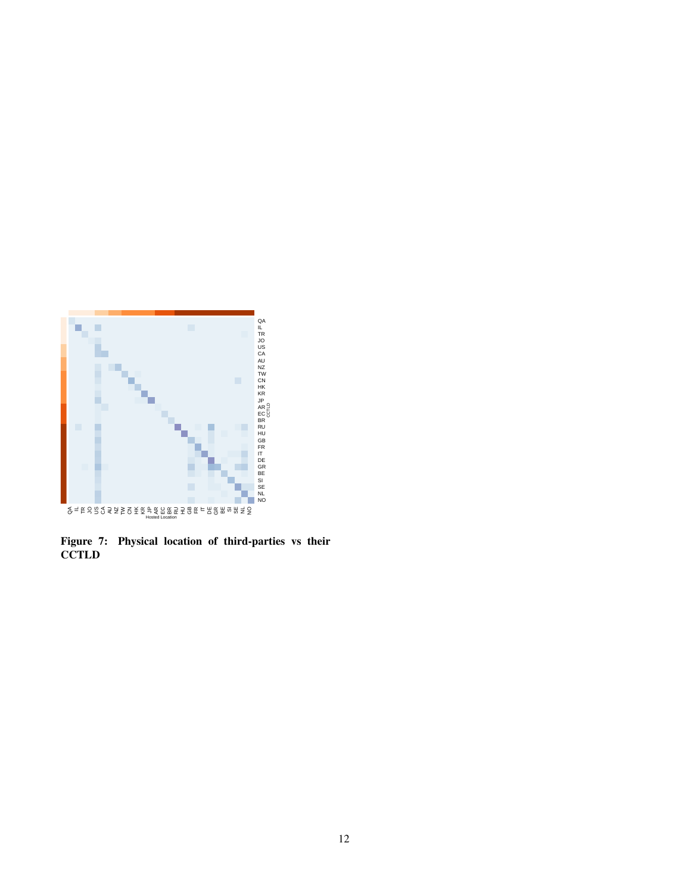QA
IL
TR
JO
US
CA
AU
NZ
TW
CN
HK
KR
JP
AR
EC
BR
RU
HU
GB
FR
IT
DE
GR
BE
SI
SE
NL
NO

CCTLD

QA IL TR JO US CA AU NZ TW CN HK KR JP AR EC BR RU HU GB FR IT DE GR BE SI SE NL NO

Hosted Location

**Figure 7: Physical location of third-parties vs their CCTLD**